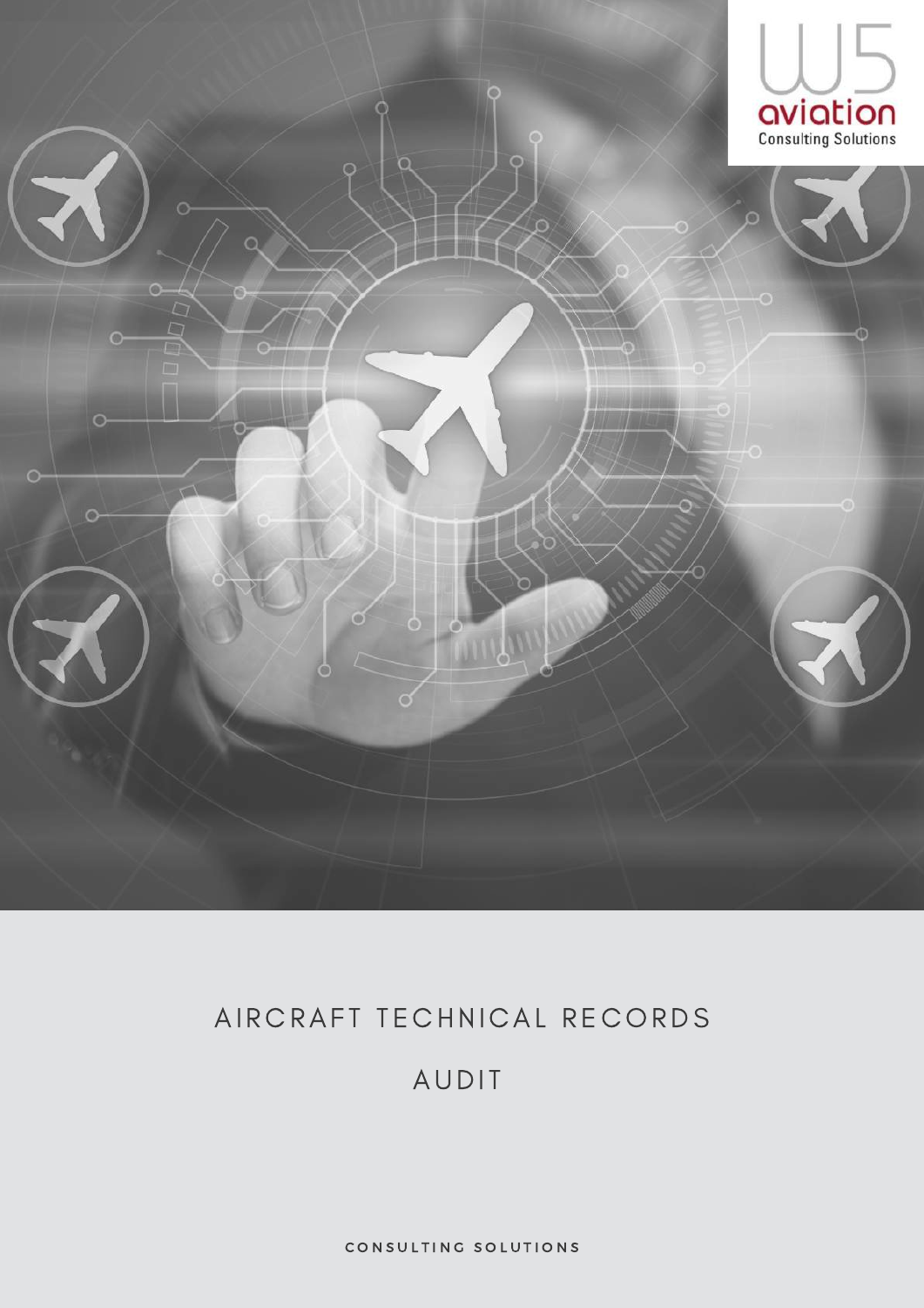W5 aviation Consulting Solutions

# AIRCRAFT TECHNICAL RECORDS AUDIT

CONSULTING SOLUTIONS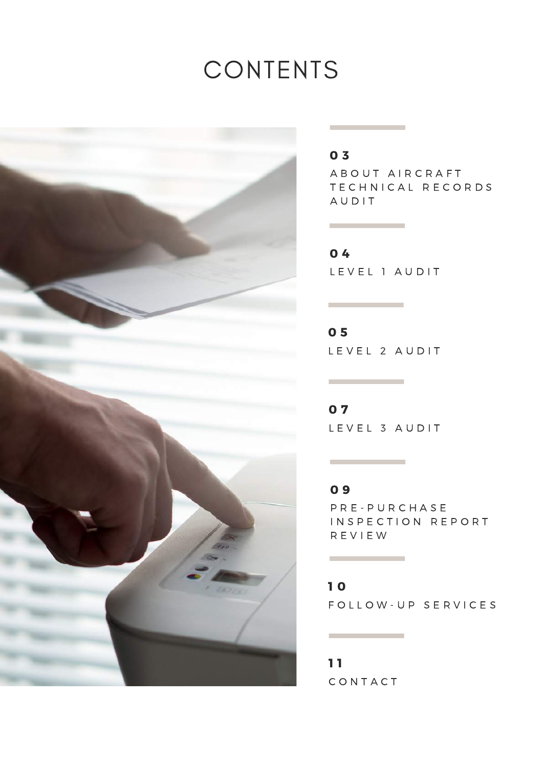# CONTENTS

**03** ABOUT AIRCRAFT TECHNICAL RECORDS AUDIT

**04** LEVEL 1 AUDIT

**05** LEVEL 2 AUDIT

**07** LEVEL 3 AUDIT

**09** PRE-PURCHASE INSPECTION REPORT REVIEW

**10** FOLLOW-UP SERVICES

**11** CONTACT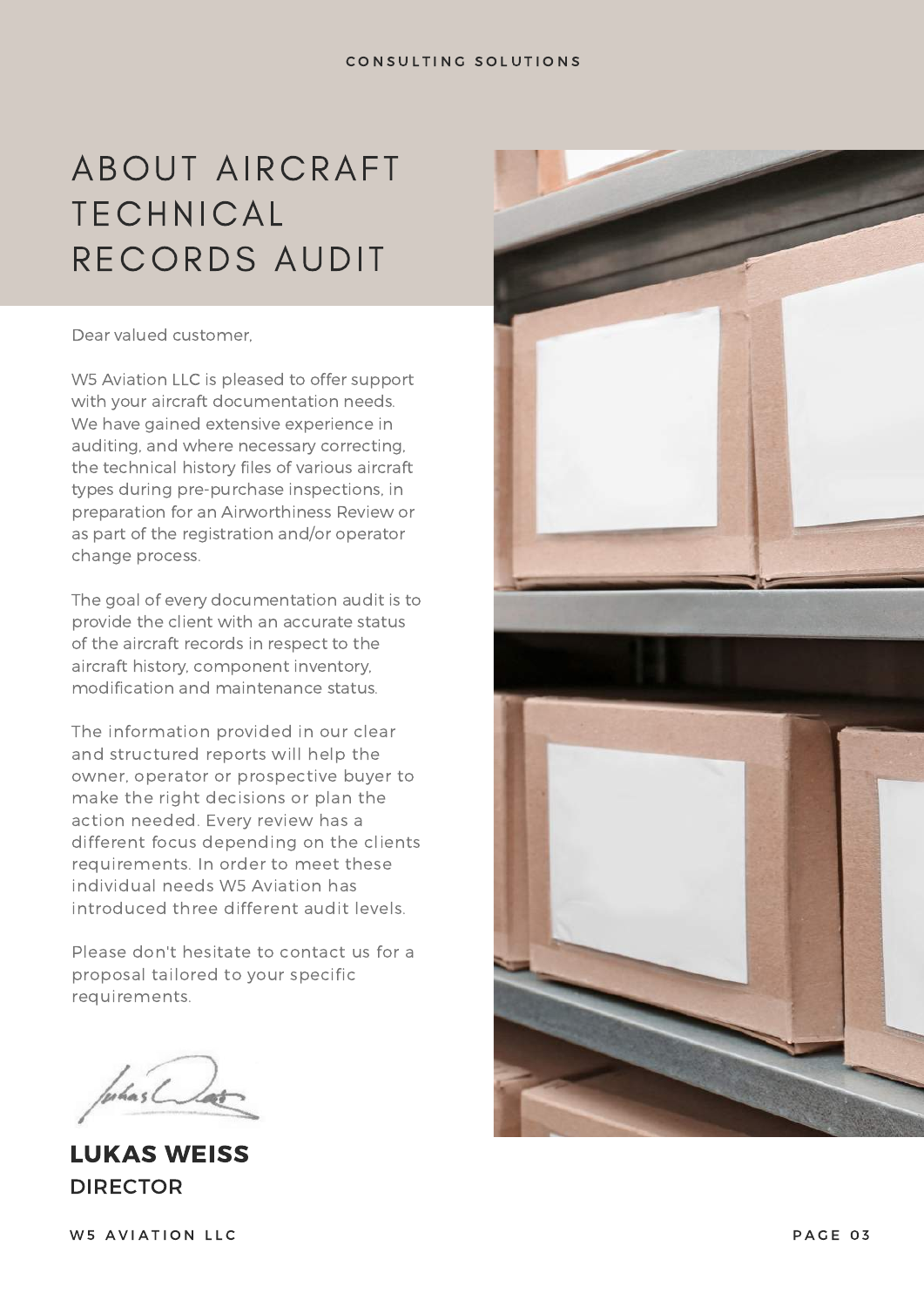# ABOUT AIRCRAFT TECHNICAL RECORDS AUDIT

Dear valued customer,

W5 Aviation LLC is pleased to offer support with your aircraft documentation needs. We have gained extensive experience in auditing, and where necessary correcting, the technical history files of various aircraft types during pre-purchase inspections, in preparation for an Airworthiness Review or as part of the registration and/or operator change process.

The goal of every documentation audit is to provide the client with an accurate status of the aircraft records in respect to the aircraft history, component inventory, modification and maintenance status.

The information provided in our clear and structured reports will help the owner, operator or prospective buyer to make the right decisions or plan the action needed. Every review has a different focus depending on the clients requirements. In order to meet these individual needs W5 Aviation has introduced three different audit levels.

Please don't hesitate to contact us for a proposal tailored to your specific requirements.

**LUKAS WEISS**
DIRECTOR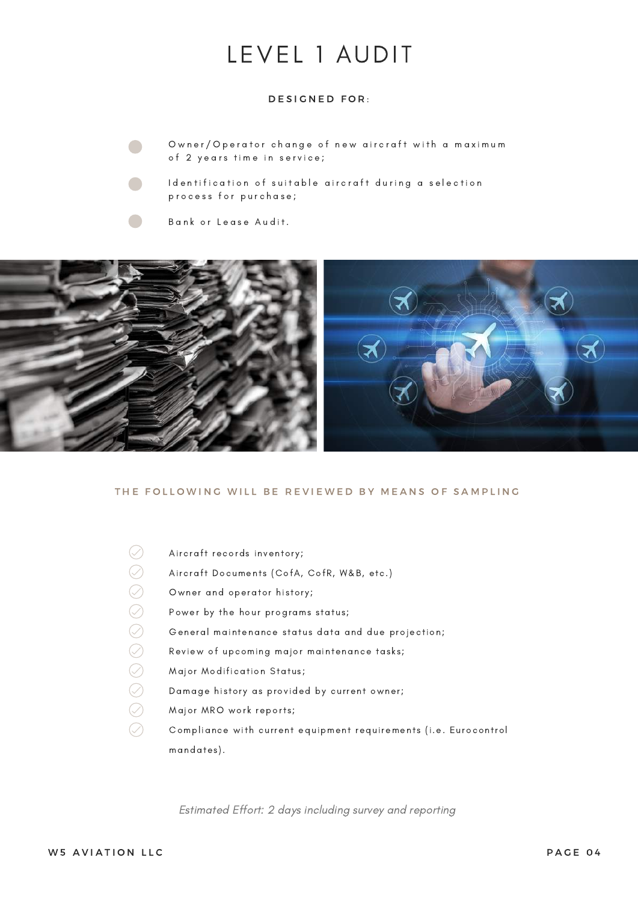# LEVEL 1 AUDIT

**DESIGNED FOR:**

- Owner/Operator change of new aircraft with a maximum of 2 years time in service;
- Identification of suitable aircraft during a selection process for purchase;
- Bank or Lease Audit.

**THE FOLLOWING WILL BE REVIEWED BY MEANS OF SAMPLING**

- Aircraft records inventory;
- Aircraft Documents (CofA, CofR, W&B, etc.)
- Owner and operator history;
- Power by the hour programs status;
- General maintenance status data and due projection;
- Review of upcoming major maintenance tasks;
- Major Modification Status;
- Damage history as provided by current owner;
- Major MRO work reports;
- Compliance with current equipment requirements (i.e. Eurocontrol mandates).

*Estimated Effort: 2 days including survey and reporting*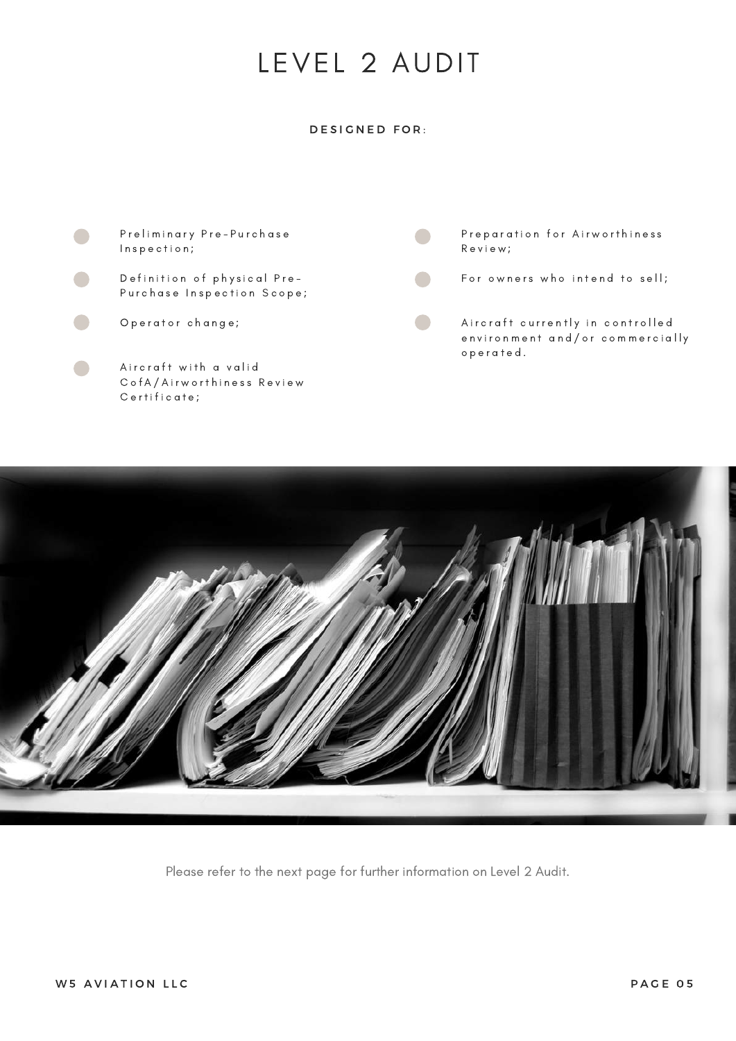# LEVEL 2 AUDIT

**DESIGNED FOR:**

- Preliminary Pre-Purchase Inspection;
- Definition of physical Pre-Purchase Inspection Scope;
- Operator change;
- Aircraft with a valid CofA/Airworthiness Review Certificate;
- Preparation for Airworthiness Review;
- For owners who intend to sell;
- Aircraft currently in controlled environment and/or commercially operated.

Please refer to the next page for further information on Level 2 Audit.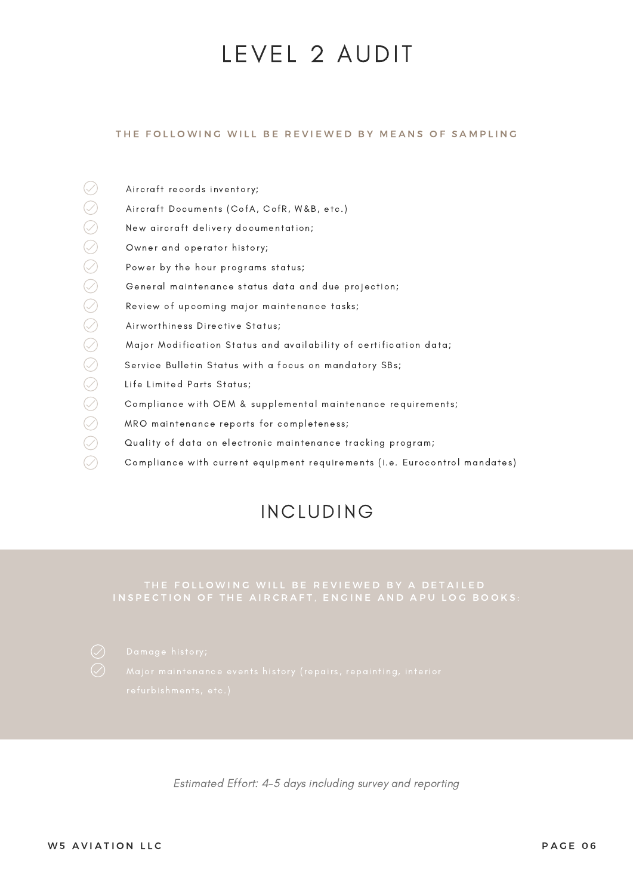# LEVEL 2 AUDIT

### THE FOLLOWING WILL BE REVIEWED BY MEANS OF SAMPLING

- Aircraft records inventory;
- Aircraft Documents (CofA, CofR, W&B, etc.)
- New aircraft delivery documentation;
- Owner and operator history;
- Power by the hour programs status;
- General maintenance status data and due projection;
- Review of upcoming major maintenance tasks;
- Airworthiness Directive Status;
- Major Modification Status and availability of certification data;
- Service Bulletin Status with a focus on mandatory SBs;
- Life Limited Parts Status;
- Compliance with OEM & supplemental maintenance requirements;
- MRO maintenance reports for completeness;
- Quality of data on electronic maintenance tracking program;
- Compliance with current equipment requirements (i.e. Eurocontrol mandates)

## INCLUDING

### THE FOLLOWING WILL BE REVIEWED BY A DETAILED INSPECTION OF THE AIRCRAFT, ENGINE AND APU LOG BOOKS:

- Damage history;
- Major maintenance events history (repairs, repainting, interior refurbishments, etc.)

*Estimated Effort: 4-5 days including survey and reporting*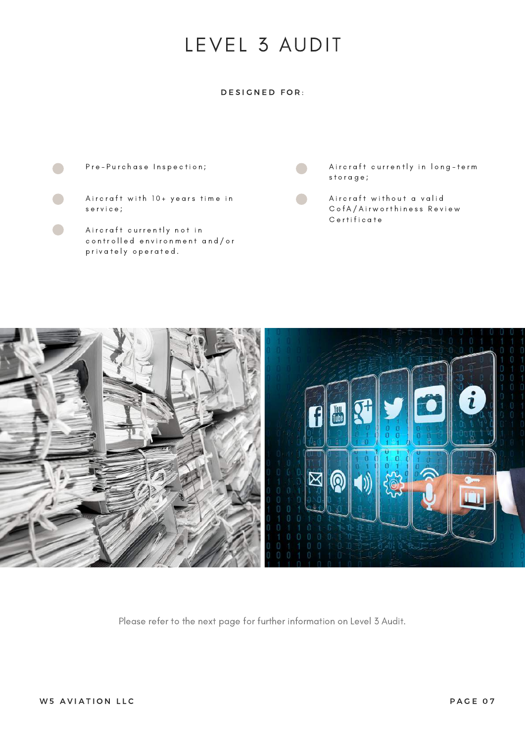# LEVEL 3 AUDIT

**DESIGNED FOR:**

- Pre-Purchase Inspection;
- Aircraft with 10+ years time in service;
- Aircraft currently not in controlled environment and/or privately operated.
- Aircraft currently in long-term storage;
- Aircraft without a valid CofA/Airworthiness Review Certificate

Please refer to the next page for further information on Level 3 Audit.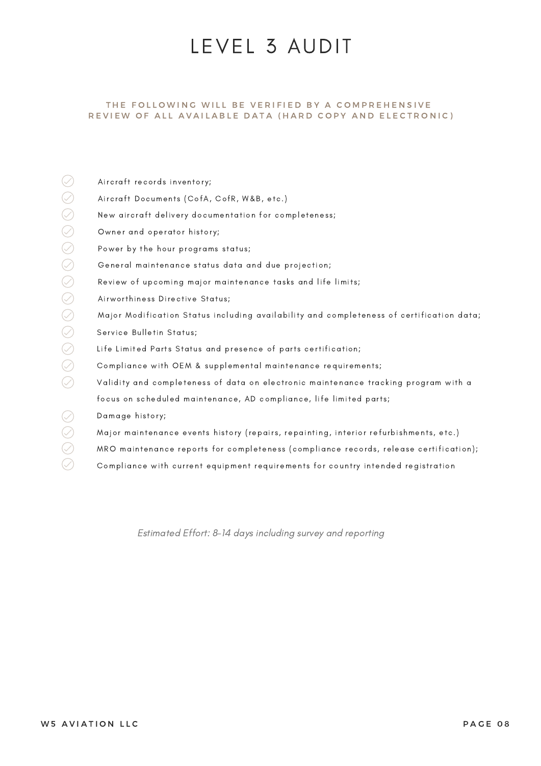# LEVEL 3 AUDIT

**THE FOLLOWING WILL BE VERIFIED BY A COMPREHENSIVE REVIEW OF ALL AVAILABLE DATA (HARD COPY AND ELECTRONIC)**

- Aircraft records inventory;
- Aircraft Documents (CofA, CofR, W&B, etc.)
- New aircraft delivery documentation for completeness;
- Owner and operator history;
- Power by the hour programs status;
- General maintenance status data and due projection;
- Review of upcoming major maintenance tasks and life limits;
- Airworthiness Directive Status;
- Major Modification Status including availability and completeness of certification data;
- Service Bulletin Status;
- Life Limited Parts Status and presence of parts certification;
- Compliance with OEM & supplemental maintenance requirements;
- Validity and completeness of data on electronic maintenance tracking program with a focus on scheduled maintenance, AD compliance, life limited parts;
- Damage history;
- Major maintenance events history (repairs, repainting, interior refurbishments, etc.)
- MRO maintenance reports for completeness (compliance records, release certification);
- Compliance with current equipment requirements for country intended registration

*Estimated Effort: 8-14 days including survey and reporting*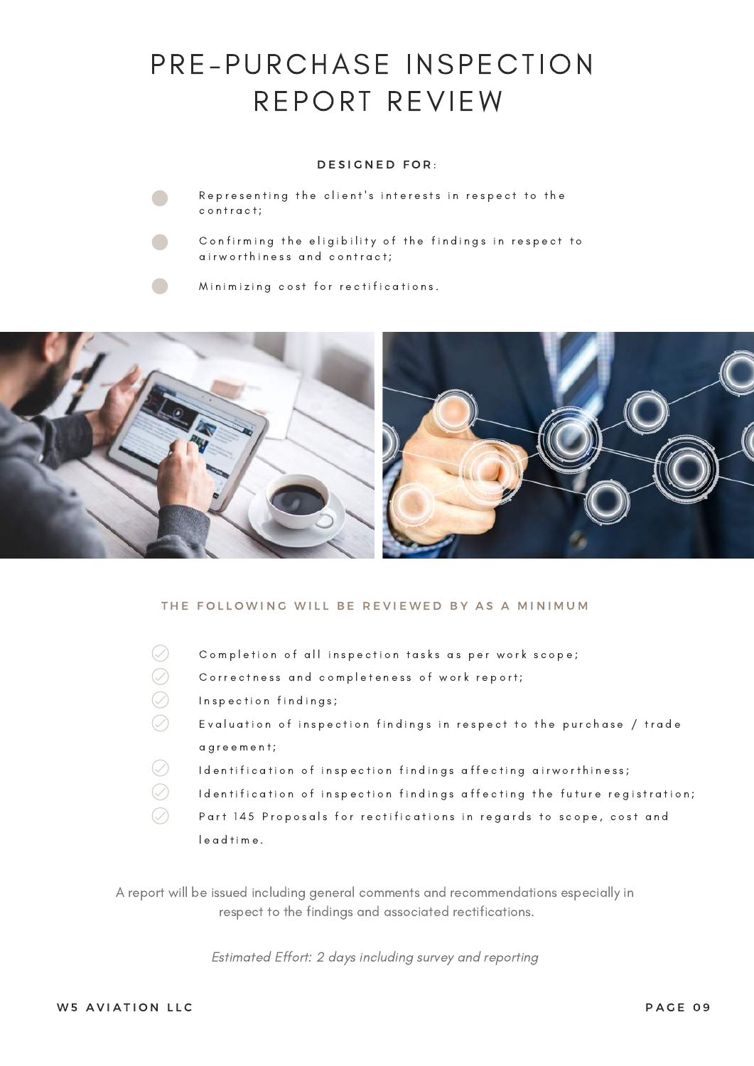# PRE-PURCHASE INSPECTION REPORT REVIEW

**DESIGNED FOR:**

- Representing the client's interests in respect to the contract;
- Confirming the eligibility of the findings in respect to airworthiness and contract;
- Minimizing cost for rectifications.

## THE FOLLOWING WILL BE REVIEWED BY AS A MINIMUM

- Completion of all inspection tasks as per work scope;
- Correctness and completeness of work report;
- Inspection findings;
- Evaluation of inspection findings in respect to the purchase / trade agreement;
- Identification of inspection findings affecting airworthiness;
- Identification of inspection findings affecting the future registration;
- Part 145 Proposals for rectifications in regards to scope, cost and leadtime.

A report will be issued including general comments and recommendations especially in respect to the findings and associated rectifications.

*Estimated Effort: 2 days including survey and reporting*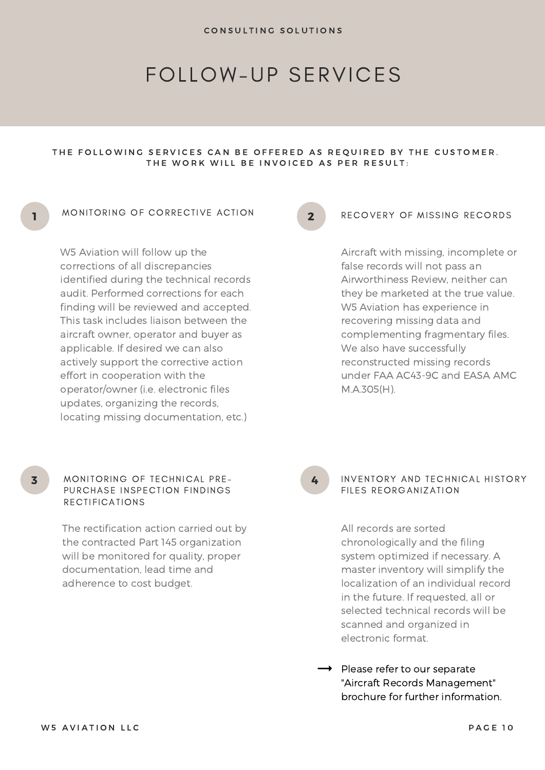CONSULTING SOLUTIONS

# FOLLOW-UP SERVICES

**THE FOLLOWING SERVICES CAN BE OFFERED AS REQUIRED BY THE CUSTOMER. THE WORK WILL BE INVOICED AS PER RESULT:**

## 1 MONITORING OF CORRECTIVE ACTION

W5 Aviation will follow up the corrections of all discrepancies identified during the technical records audit. Performed corrections for each finding will be reviewed and accepted. This task includes liaison between the aircraft owner, operator and buyer as applicable. If desired we can also actively support the corrective action effort in cooperation with the operator/owner (i.e. electronic files updates, organizing the records, locating missing documentation, etc.)

## 2 RECOVERY OF MISSING RECORDS

Aircraft with missing, incomplete or false records will not pass an Airworthiness Review, neither can they be marketed at the true value. W5 Aviation has experience in recovering missing data and complementing fragmentary files. We also have successfully reconstructed missing records under FAA AC43-9C and EASA AMC M.A.305(H).

## 3 MONITORING OF TECHNICAL PRE-PURCHASE INSPECTION FINDINGS RECTIFICATIONS

The rectification action carried out by the contracted Part 145 organization will be monitored for quality, proper documentation, lead time and adherence to cost budget.

## 4 INVENTORY AND TECHNICAL HISTORY FILES REORGANIZATION

All records are sorted chronologically and the filing system optimized if necessary. A master inventory will simplify the localization of an individual record in the future. If requested, all or selected technical records will be scanned and organized in electronic format.

→ Please refer to our separate "Aircraft Records Management" brochure for further information.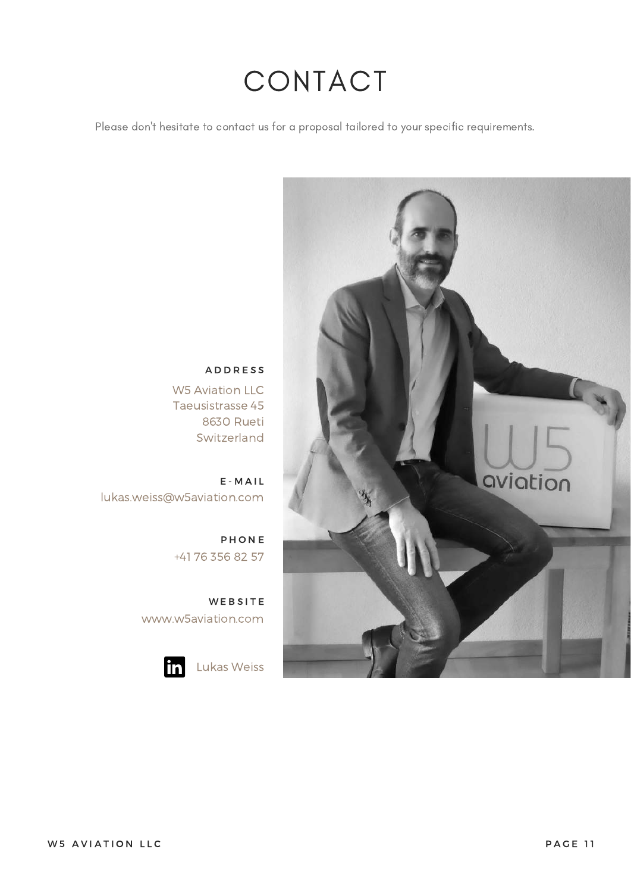# CONTACT

Please don't hesitate to contact us for a proposal tailored to your specific requirements.

**ADDRESS**

W5 Aviation LLC
Taeusistrasse 45
8630 Rueti
Switzerland

**E-MAIL**

lukas.weiss@w5aviation.com

**PHONE**

+41 76 356 82 57

**WEBSITE**

www.w5aviation.com

Lukas Weiss